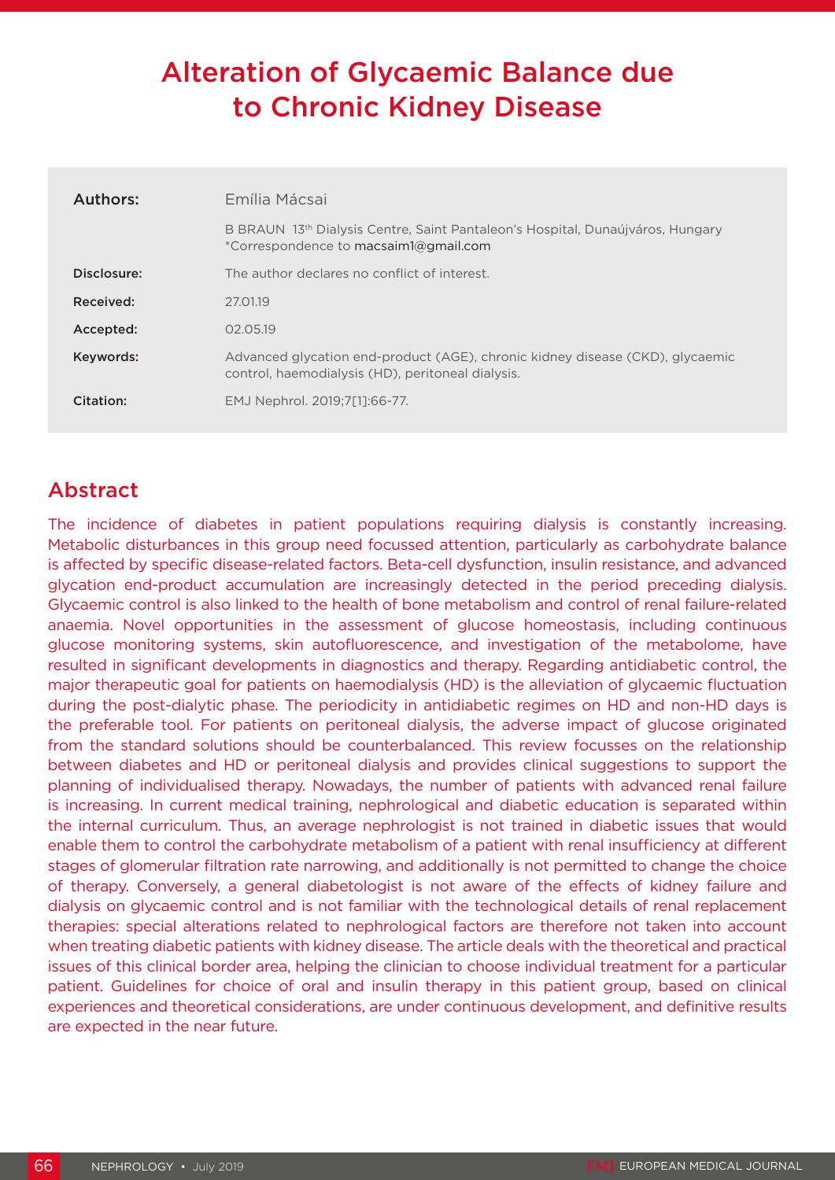# Alteration of Glycaemic Balance due to Chronic Kidney Disease

| | |
|---|---|
| **Authors:** | Emília Mácsai |
| | B BRAUN 13th Dialysis Centre, Saint Pantaleon's Hospital, Dunaújváros, Hungary<br>*Correspondence to macsaim1@gmail.com |
| **Disclosure:** | The author declares no conflict of interest. |
| **Received:** | 27.01.19 |
| **Accepted:** | 02.05.19 |
| **Keywords:** | Advanced glycation end-product (AGE), chronic kidney disease (CKD), glycaemic control, haemodialysis (HD), peritoneal dialysis. |
| **Citation:** | EMJ Nephrol. 2019;7[1]:66-77. |

## Abstract

The incidence of diabetes in patient populations requiring dialysis is constantly increasing. Metabolic disturbances in this group need focussed attention, particularly as carbohydrate balance is affected by specific disease-related factors. Beta-cell dysfunction, insulin resistance, and advanced glycation end-product accumulation are increasingly detected in the period preceding dialysis. Glycaemic control is also linked to the health of bone metabolism and control of renal failure-related anaemia. Novel opportunities in the assessment of glucose homeostasis, including continuous glucose monitoring systems, skin autofluorescence, and investigation of the metabolome, have resulted in significant developments in diagnostics and therapy. Regarding antidiabetic control, the major therapeutic goal for patients on haemodialysis (HD) is the alleviation of glycaemic fluctuation during the post-dialytic phase. The periodicity in antidiabetic regimes on HD and non-HD days is the preferable tool. For patients on peritoneal dialysis, the adverse impact of glucose originated from the standard solutions should be counterbalanced. This review focusses on the relationship between diabetes and HD or peritoneal dialysis and provides clinical suggestions to support the planning of individualised therapy. Nowadays, the number of patients with advanced renal failure is increasing. In current medical training, nephrological and diabetic education is separated within the internal curriculum. Thus, an average nephrologist is not trained in diabetic issues that would enable them to control the carbohydrate metabolism of a patient with renal insufficiency at different stages of glomerular filtration rate narrowing, and additionally is not permitted to change the choice of therapy. Conversely, a general diabetologist is not aware of the effects of kidney failure and dialysis on glycaemic control and is not familiar with the technological details of renal replacement therapies: special alterations related to nephrological factors are therefore not taken into account when treating diabetic patients with kidney disease. The article deals with the theoretical and practical issues of this clinical border area, helping the clinician to choose individual treatment for a particular patient. Guidelines for choice of oral and insulin therapy in this patient group, based on clinical experiences and theoretical considerations, are under continuous development, and definitive results are expected in the near future.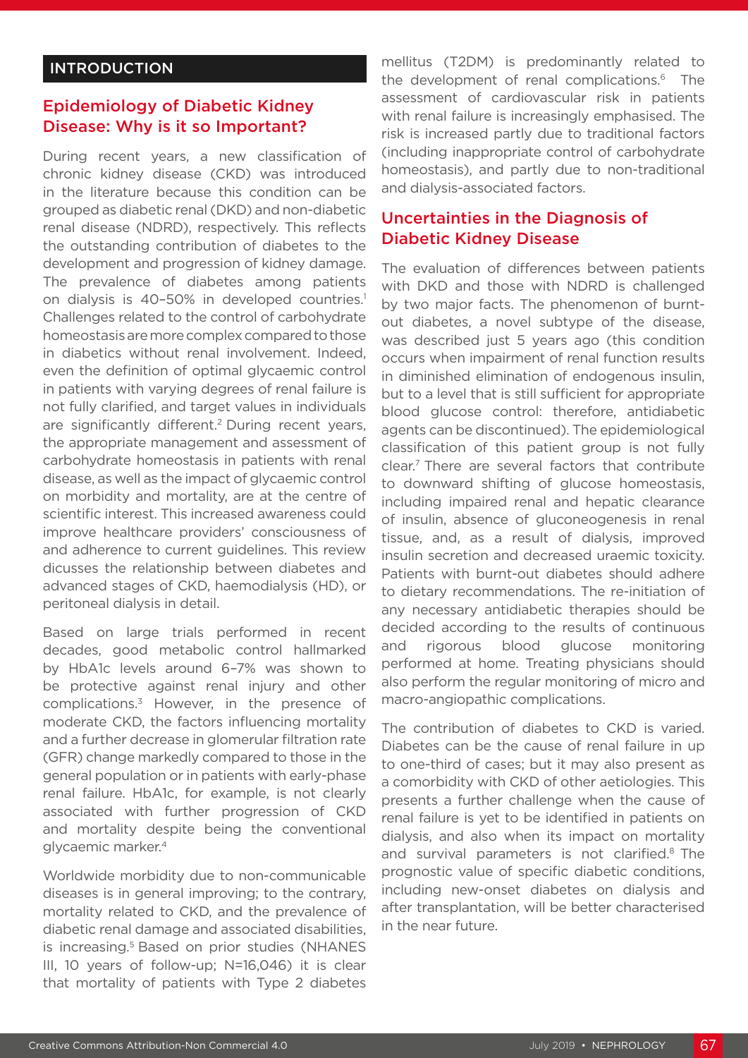## INTRODUCTION

### Epidemiology of Diabetic Kidney Disease: Why is it so Important?

During recent years, a new classification of chronic kidney disease (CKD) was introduced in the literature because this condition can be grouped as diabetic renal (DKD) and non-diabetic renal disease (NDRD), respectively. This reflects the outstanding contribution of diabetes to the development and progression of kidney damage. The prevalence of diabetes among patients on dialysis is 40–50% in developed countries.[1] Challenges related to the control of carbohydrate homeostasis are more complex compared to those in diabetics without renal involvement. Indeed, even the definition of optimal glycaemic control in patients with varying degrees of renal failure is not fully clarified, and target values in individuals are significantly different.[2] During recent years, the appropriate management and assessment of carbohydrate homeostasis in patients with renal disease, as well as the impact of glycaemic control on morbidity and mortality, are at the centre of scientific interest. This increased awareness could improve healthcare providers' consciousness of and adherence to current guidelines. This review dicusses the relationship between diabetes and advanced stages of CKD, haemodialysis (HD), or peritoneal dialysis in detail.

Based on large trials performed in recent decades, good metabolic control hallmarked by HbA1c levels around 6–7% was shown to be protective against renal injury and other complications.[3] However, in the presence of moderate CKD, the factors influencing mortality and a further decrease in glomerular filtration rate (GFR) change markedly compared to those in the general population or in patients with early-phase renal failure. HbA1c, for example, is not clearly associated with further progression of CKD and mortality despite being the conventional glycaemic marker.[4]

Worldwide morbidity due to non-communicable diseases is in general improving; to the contrary, mortality related to CKD, and the prevalence of diabetic renal damage and associated disabilities, is increasing.[5] Based on prior studies (NHANES III, 10 years of follow-up; N=16,046) it is clear that mortality of patients with Type 2 diabetes mellitus (T2DM) is predominantly related to the development of renal complications.[6] The assessment of cardiovascular risk in patients with renal failure is increasingly emphasised. The risk is increased partly due to traditional factors (including inappropriate control of carbohydrate homeostasis), and partly due to non-traditional and dialysis-associated factors.

### Uncertainties in the Diagnosis of Diabetic Kidney Disease

The evaluation of differences between patients with DKD and those with NDRD is challenged by two major facts. The phenomenon of burnt-out diabetes, a novel subtype of the disease, was described just 5 years ago (this condition occurs when impairment of renal function results in diminished elimination of endogenous insulin, but to a level that is still sufficient for appropriate blood glucose control: therefore, antidiabetic agents can be discontinued). The epidemiological classification of this patient group is not fully clear.[7] There are several factors that contribute to downward shifting of glucose homeostasis, including impaired renal and hepatic clearance of insulin, absence of gluconeogenesis in renal tissue, and, as a result of dialysis, improved insulin secretion and decreased uraemic toxicity. Patients with burnt-out diabetes should adhere to dietary recommendations. The re-initiation of any necessary antidiabetic therapies should be decided according to the results of continuous and rigorous blood glucose monitoring performed at home. Treating physicians should also perform the regular monitoring of micro and macro-angiopathic complications.

The contribution of diabetes to CKD is varied. Diabetes can be the cause of renal failure in up to one-third of cases; but it may also present as a comorbidity with CKD of other aetiologies. This presents a further challenge when the cause of renal failure is yet to be identified in patients on dialysis, and also when its impact on mortality and survival parameters is not clarified.[8] The prognostic value of specific diabetic conditions, including new-onset diabetes on dialysis and after transplantation, will be better characterised in the near future.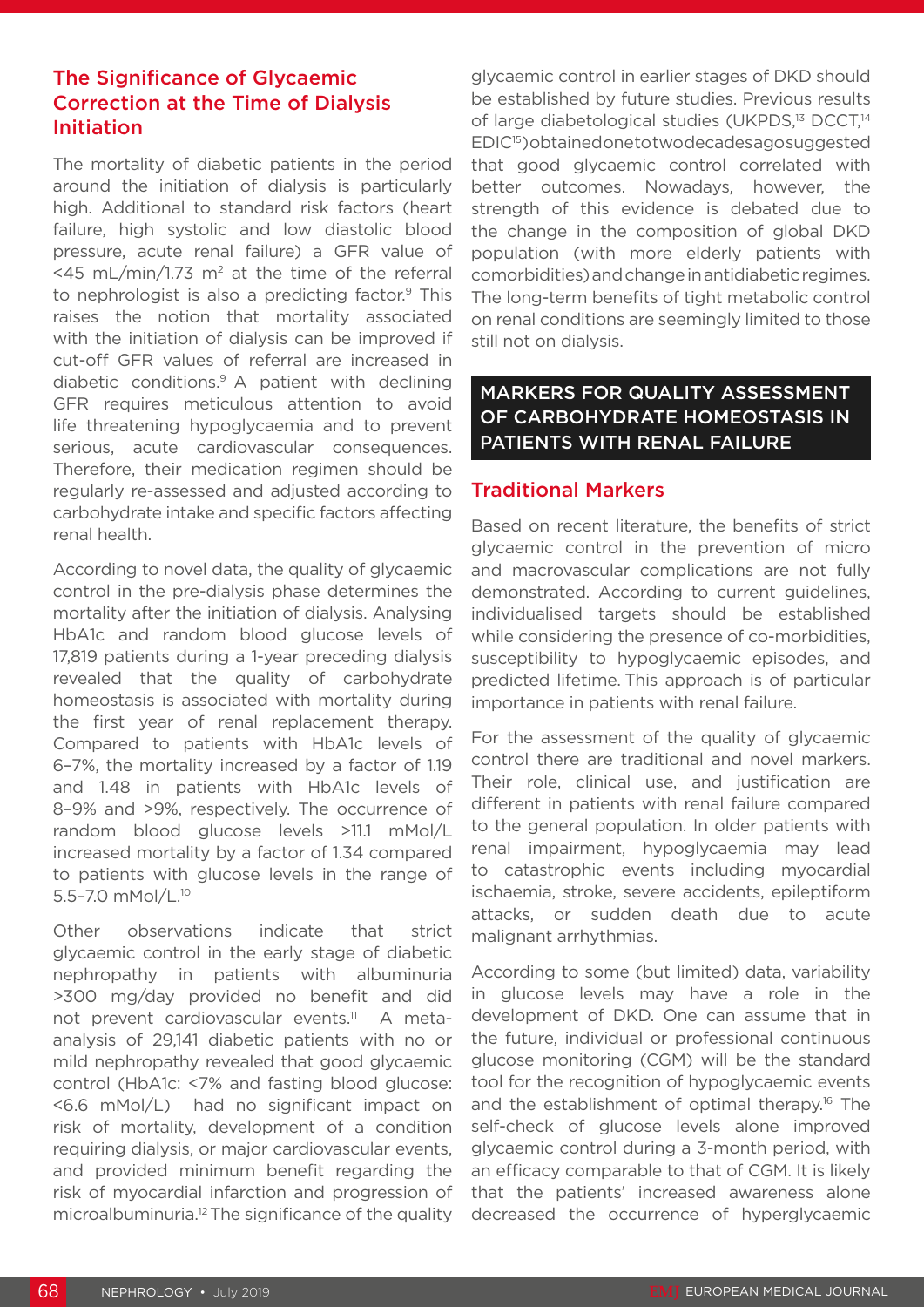### The Significance of Glycaemic Correction at the Time of Dialysis Initiation

The mortality of diabetic patients in the period around the initiation of dialysis is particularly high. Additional to standard risk factors (heart failure, high systolic and low diastolic blood pressure, acute renal failure) a GFR value of <45 mL/min/1.73 m$^2$ at the time of the referral to nephrologist is also a predicting factor.[9] This raises the notion that mortality associated with the initiation of dialysis can be improved if cut-off GFR values of referral are increased in diabetic conditions.[9] A patient with declining GFR requires meticulous attention to avoid life threatening hypoglycaemia and to prevent serious, acute cardiovascular consequences. Therefore, their medication regimen should be regularly re-assessed and adjusted according to carbohydrate intake and specific factors affecting renal health.

According to novel data, the quality of glycaemic control in the pre-dialysis phase determines the mortality after the initiation of dialysis. Analysing HbA1c and random blood glucose levels of 17,819 patients during a 1-year preceding dialysis revealed that the quality of carbohydrate homeostasis is associated with mortality during the first year of renal replacement therapy. Compared to patients with HbA1c levels of 6–7%, the mortality increased by a factor of 1.19 and 1.48 in patients with HbA1c levels of 8–9% and >9%, respectively. The occurrence of random blood glucose levels >11.1 mMol/L increased mortality by a factor of 1.34 compared to patients with glucose levels in the range of 5.5–7.0 mMol/L.[10]

Other observations indicate that strict glycaemic control in the early stage of diabetic nephropathy in patients with albuminuria >300 mg/day provided no benefit and did not prevent cardiovascular events.[11] A meta-analysis of 29,141 diabetic patients with no or mild nephropathy revealed that good glycaemic control (HbA1c: <7% and fasting blood glucose: <6.6 mMol/L) had no significant impact on risk of mortality, development of a condition requiring dialysis, or major cardiovascular events, and provided minimum benefit regarding the risk of myocardial infarction and progression of microalbuminuria.[12] The significance of the quality glycaemic control in earlier stages of DKD should be established by future studies. Previous results of large diabetological studies (UKPDS,[13] DCCT,[14] EDIC[15]) obtained one to two decades ago suggested that good glycaemic control correlated with better outcomes. Nowadays, however, the strength of this evidence is debated due to the change in the composition of global DKD population (with more elderly patients with comorbidities) and change in antidiabetic regimes. The long-term benefits of tight metabolic control on renal conditions are seemingly limited to those still not on dialysis.

## MARKERS FOR QUALITY ASSESSMENT OF CARBOHYDRATE HOMEOSTASIS IN PATIENTS WITH RENAL FAILURE

### Traditional Markers

Based on recent literature, the benefits of strict glycaemic control in the prevention of micro and macrovascular complications are not fully demonstrated. According to current guidelines, individualised targets should be established while considering the presence of co-morbidities, susceptibility to hypoglycaemic episodes, and predicted lifetime. This approach is of particular importance in patients with renal failure.

For the assessment of the quality of glycaemic control there are traditional and novel markers. Their role, clinical use, and justification are different in patients with renal failure compared to the general population. In older patients with renal impairment, hypoglycaemia may lead to catastrophic events including myocardial ischaemia, stroke, severe accidents, epileptiform attacks, or sudden death due to acute malignant arrhythmias.

According to some (but limited) data, variability in glucose levels may have a role in the development of DKD. One can assume that in the future, individual or professional continuous glucose monitoring (CGM) will be the standard tool for the recognition of hypoglycaemic events and the establishment of optimal therapy.[16] The self-check of glucose levels alone improved glycaemic control during a 3-month period, with an efficacy comparable to that of CGM. It is likely that the patients' increased awareness alone decreased the occurrence of hyperglycaemic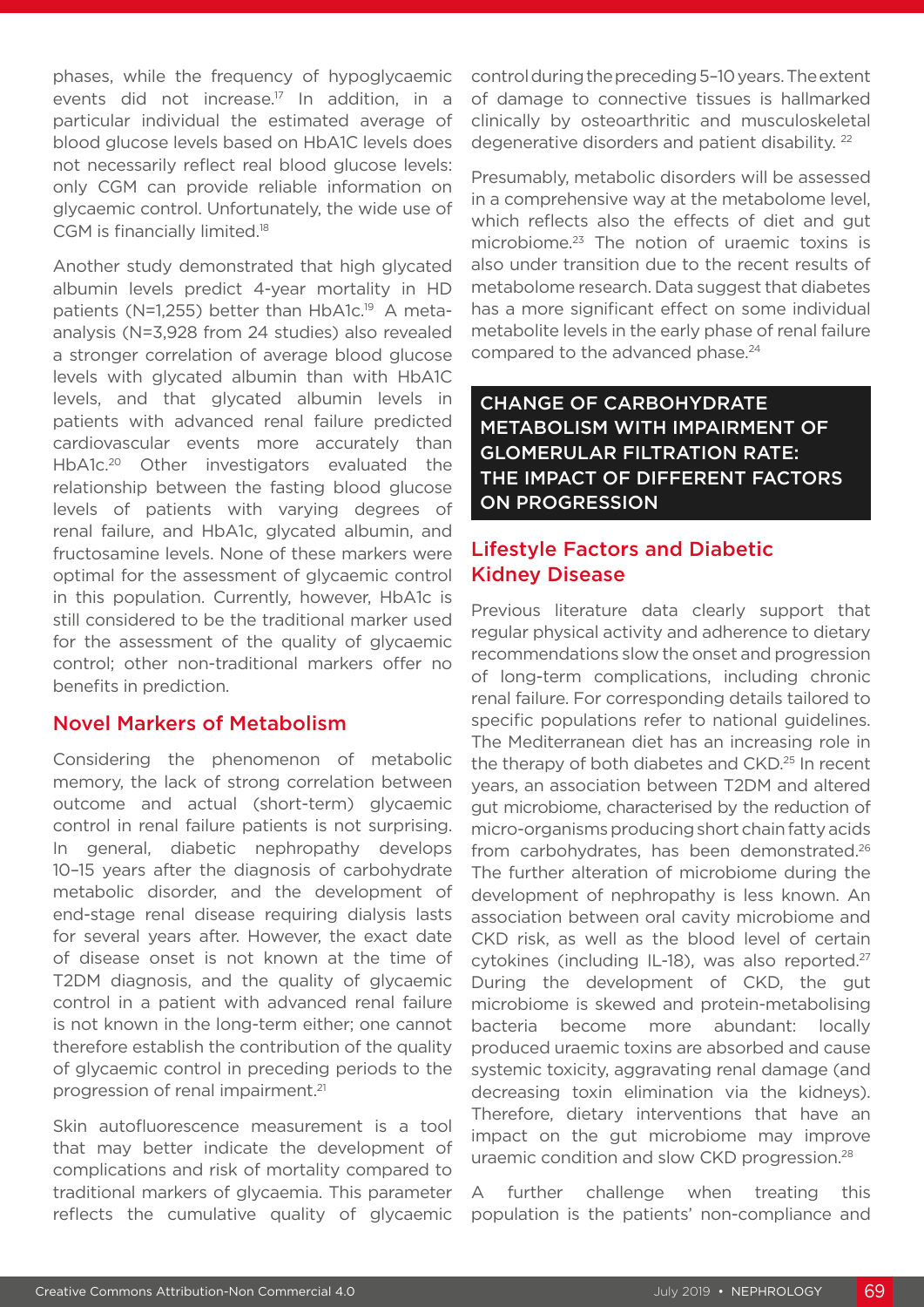phases, while the frequency of hypoglycaemic events did not increase.[17] In addition, in a particular individual the estimated average of blood glucose levels based on HbA1C levels does not necessarily reflect real blood glucose levels: only CGM can provide reliable information on glycaemic control. Unfortunately, the wide use of CGM is financially limited.[18]

Another study demonstrated that high glycated albumin levels predict 4-year mortality in HD patients (N=1,255) better than HbA1c.[19] A meta-analysis (N=3,928 from 24 studies) also revealed a stronger correlation of average blood glucose levels with glycated albumin than with HbA1C levels, and that glycated albumin levels in patients with advanced renal failure predicted cardiovascular events more accurately than HbA1c.[20] Other investigators evaluated the relationship between the fasting blood glucose levels of patients with varying degrees of renal failure, and HbA1c, glycated albumin, and fructosamine levels. None of these markers were optimal for the assessment of glycaemic control in this population. Currently, however, HbA1c is still considered to be the traditional marker used for the assessment of the quality of glycaemic control; other non-traditional markers offer no benefits in prediction.

## Novel Markers of Metabolism

Considering the phenomenon of metabolic memory, the lack of strong correlation between outcome and actual (short-term) glycaemic control in renal failure patients is not surprising. In general, diabetic nephropathy develops 10–15 years after the diagnosis of carbohydrate metabolic disorder, and the development of end-stage renal disease requiring dialysis lasts for several years after. However, the exact date of disease onset is not known at the time of T2DM diagnosis, and the quality of glycaemic control in a patient with advanced renal failure is not known in the long-term either; one cannot therefore establish the contribution of the quality of glycaemic control in preceding periods to the progression of renal impairment.[21]

Skin autofluorescence measurement is a tool that may better indicate the development of complications and risk of mortality compared to traditional markers of glycaemia. This parameter reflects the cumulative quality of glycaemic control during the preceding 5–10 years. The extent of damage to connective tissues is hallmarked clinically by osteoarthritic and musculoskeletal degenerative disorders and patient disability.[22]

Presumably, metabolic disorders will be assessed in a comprehensive way at the metabolome level, which reflects also the effects of diet and gut microbiome.[23] The notion of uraemic toxins is also under transition due to the recent results of metabolome research. Data suggest that diabetes has a more significant effect on some individual metabolite levels in the early phase of renal failure compared to the advanced phase.[24]

# CHANGE OF CARBOHYDRATE METABOLISM WITH IMPAIRMENT OF GLOMERULAR FILTRATION RATE: THE IMPACT OF DIFFERENT FACTORS ON PROGRESSION

## Lifestyle Factors and Diabetic Kidney Disease

Previous literature data clearly support that regular physical activity and adherence to dietary recommendations slow the onset and progression of long-term complications, including chronic renal failure. For corresponding details tailored to specific populations refer to national guidelines. The Mediterranean diet has an increasing role in the therapy of both diabetes and CKD.[25] In recent years, an association between T2DM and altered gut microbiome, characterised by the reduction of micro-organisms producing short chain fatty acids from carbohydrates, has been demonstrated.[26] The further alteration of microbiome during the development of nephropathy is less known. An association between oral cavity microbiome and CKD risk, as well as the blood level of certain cytokines (including IL-18), was also reported.[27] During the development of CKD, the gut microbiome is skewed and protein-metabolising bacteria become more abundant: locally produced uraemic toxins are absorbed and cause systemic toxicity, aggravating renal damage (and decreasing toxin elimination via the kidneys). Therefore, dietary interventions that have an impact on the gut microbiome may improve uraemic condition and slow CKD progression.[28]

A further challenge when treating this population is the patients' non-compliance and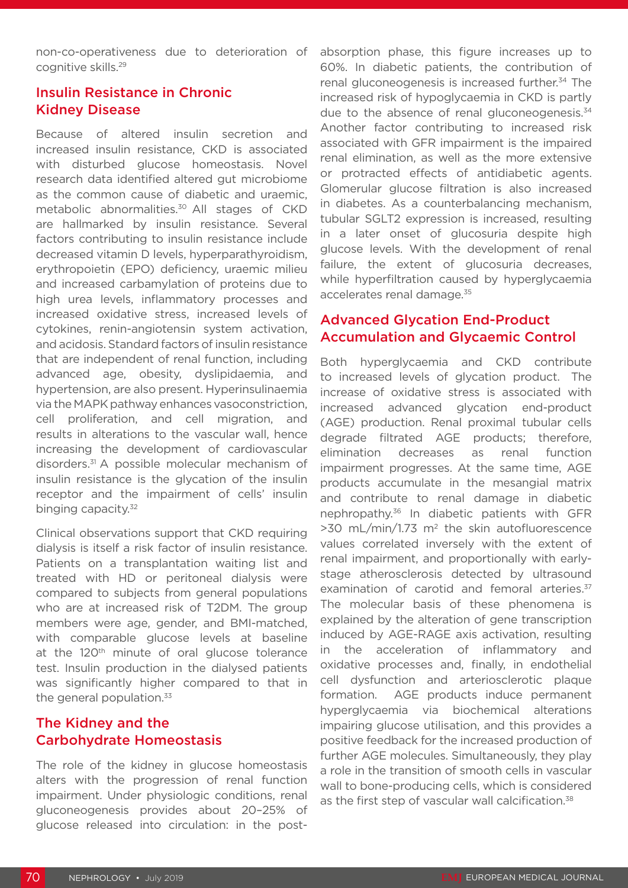non-co-operativeness due to deterioration of cognitive skills.[29]

## Insulin Resistance in Chronic Kidney Disease

Because of altered insulin secretion and increased insulin resistance, CKD is associated with disturbed glucose homeostasis. Novel research data identified altered gut microbiome as the common cause of diabetic and uraemic, metabolic abnormalities.[30] All stages of CKD are hallmarked by insulin resistance. Several factors contributing to insulin resistance include decreased vitamin D levels, hyperparathyroidism, erythropoietin (EPO) deficiency, uraemic milieu and increased carbamylation of proteins due to high urea levels, inflammatory processes and increased oxidative stress, increased levels of cytokines, renin-angiotensin system activation, and acidosis. Standard factors of insulin resistance that are independent of renal function, including advanced age, obesity, dyslipidaemia, and hypertension, are also present. Hyperinsulinaemia via the MAPK pathway enhances vasoconstriction, cell proliferation, and cell migration, and results in alterations to the vascular wall, hence increasing the development of cardiovascular disorders.[31] A possible molecular mechanism of insulin resistance is the glycation of the insulin receptor and the impairment of cells' insulin binging capacity.[32]

Clinical observations support that CKD requiring dialysis is itself a risk factor of insulin resistance. Patients on a transplantation waiting list and treated with HD or peritoneal dialysis were compared to subjects from general populations who are at increased risk of T2DM. The group members were age, gender, and BMI-matched, with comparable glucose levels at baseline at the 120th minute of oral glucose tolerance test. Insulin production in the dialysed patients was significantly higher compared to that in the general population.[33]

## The Kidney and the Carbohydrate Homeostasis

The role of the kidney in glucose homeostasis alters with the progression of renal function impairment. Under physiologic conditions, renal gluconeogenesis provides about 20–25% of glucose released into circulation: in the post-absorption phase, this figure increases up to 60%. In diabetic patients, the contribution of renal gluconeogenesis is increased further.[34] The increased risk of hypoglycaemia in CKD is partly due to the absence of renal gluconeogenesis.[34] Another factor contributing to increased risk associated with GFR impairment is the impaired renal elimination, as well as the more extensive or protracted effects of antidiabetic agents. Glomerular glucose filtration is also increased in diabetes. As a counterbalancing mechanism, tubular SGLT2 expression is increased, resulting in a later onset of glucosuria despite high glucose levels. With the development of renal failure, the extent of glucosuria decreases, while hyperfiltration caused by hyperglycaemia accelerates renal damage.[35]

## Advanced Glycation End-Product Accumulation and Glycaemic Control

Both hyperglycaemia and CKD contribute to increased levels of glycation product. The increase of oxidative stress is associated with increased advanced glycation end-product (AGE) production. Renal proximal tubular cells degrade filtrated AGE products; therefore, elimination decreases as renal function impairment progresses. At the same time, AGE products accumulate in the mesangial matrix and contribute to renal damage in diabetic nephropathy.[36] In diabetic patients with GFR >30 mL/min/1.73 m$^2$ the skin autofluorescence values correlated inversely with the extent of renal impairment, and proportionally with early-stage atherosclerosis detected by ultrasound examination of carotid and femoral arteries.[37] The molecular basis of these phenomena is explained by the alteration of gene transcription induced by AGE-RAGE axis activation, resulting in the acceleration of inflammatory and oxidative processes and, finally, in endothelial cell dysfunction and arteriosclerotic plaque formation. AGE products induce permanent hyperglycaemia via biochemical alterations impairing glucose utilisation, and this provides a positive feedback for the increased production of further AGE molecules. Simultaneously, they play a role in the transition of smooth cells in vascular wall to bone-producing cells, which is considered as the first step of vascular wall calcification.[38]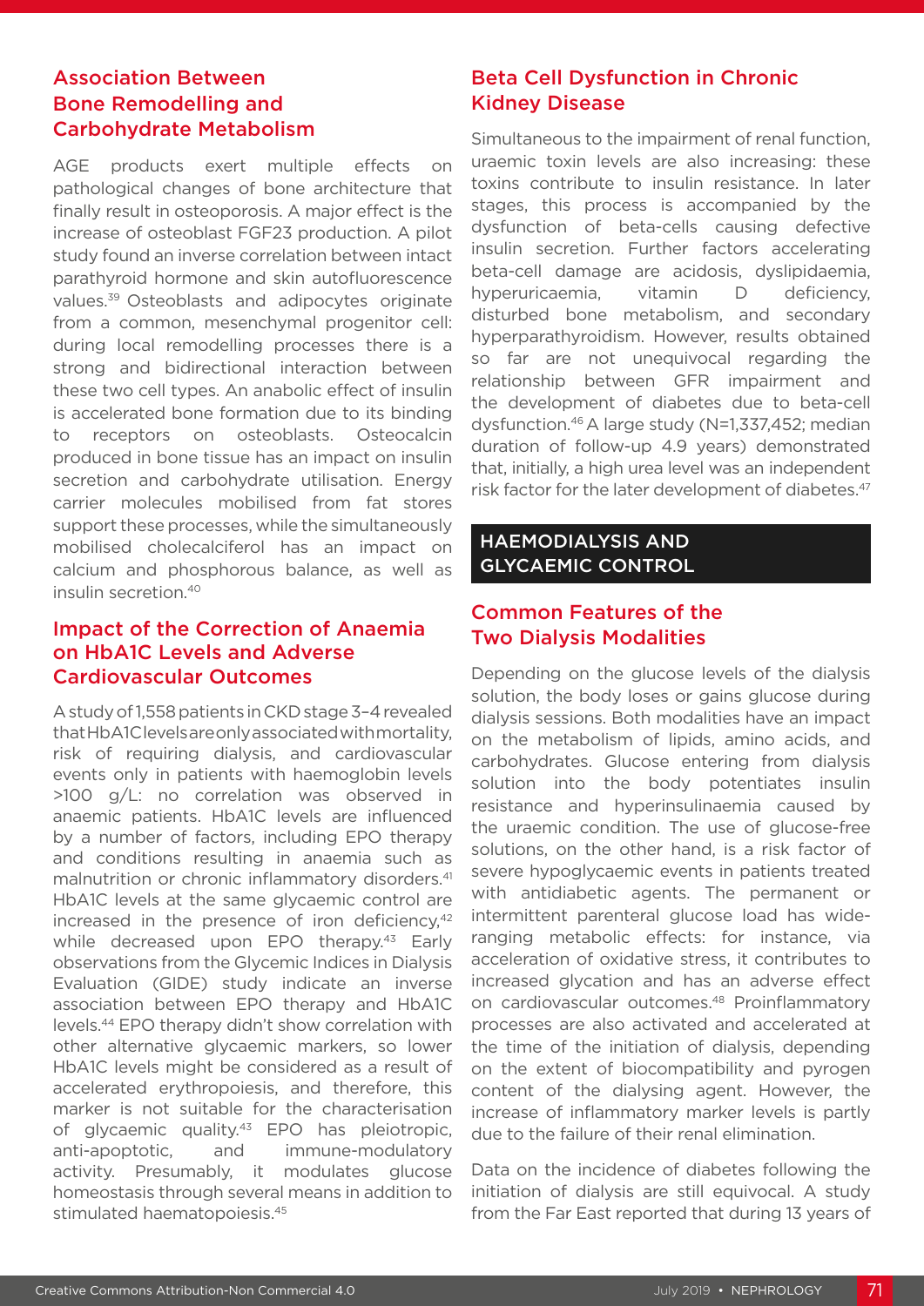### Association Between Bone Remodelling and Carbohydrate Metabolism

AGE products exert multiple effects on pathological changes of bone architecture that finally result in osteoporosis. A major effect is the increase of osteoblast FGF23 production. A pilot study found an inverse correlation between intact parathyroid hormone and skin autofluorescence values.[39] Osteoblasts and adipocytes originate from a common, mesenchymal progenitor cell: during local remodelling processes there is a strong and bidirectional interaction between these two cell types. An anabolic effect of insulin is accelerated bone formation due to its binding to receptors on osteoblasts. Osteocalcin produced in bone tissue has an impact on insulin secretion and carbohydrate utilisation. Energy carrier molecules mobilised from fat stores support these processes, while the simultaneously mobilised cholecalciferol has an impact on calcium and phosphorous balance, as well as insulin secretion.[40]

### Impact of the Correction of Anaemia on HbA1C Levels and Adverse Cardiovascular Outcomes

A study of 1,558 patients in CKD stage 3–4 revealed that HbA1C levels are only associated with mortality, risk of requiring dialysis, and cardiovascular events only in patients with haemoglobin levels >100 g/L: no correlation was observed in anaemic patients. HbA1C levels are influenced by a number of factors, including EPO therapy and conditions resulting in anaemia such as malnutrition or chronic inflammatory disorders.[41] HbA1C levels at the same glycaemic control are increased in the presence of iron deficiency,[42] while decreased upon EPO therapy.[43] Early observations from the Glycemic Indices in Dialysis Evaluation (GIDE) study indicate an inverse association between EPO therapy and HbA1C levels.[44] EPO therapy didn't show correlation with other alternative glycaemic markers, so lower HbA1C levels might be considered as a result of accelerated erythropoiesis, and therefore, this marker is not suitable for the characterisation of glycaemic quality.[43] EPO has pleiotropic, anti-apoptotic, and immune-modulatory activity. Presumably, it modulates glucose homeostasis through several means in addition to stimulated haematopoiesis.[45]

### Beta Cell Dysfunction in Chronic Kidney Disease

Simultaneous to the impairment of renal function, uraemic toxin levels are also increasing: these toxins contribute to insulin resistance. In later stages, this process is accompanied by the dysfunction of beta-cells causing defective insulin secretion. Further factors accelerating beta-cell damage are acidosis, dyslipidaemia, hyperuricaemia, vitamin D deficiency, disturbed bone metabolism, and secondary hyperparathyroidism. However, results obtained so far are not unequivocal regarding the relationship between GFR impairment and the development of diabetes due to beta-cell dysfunction.[46] A large study (N=1,337,452; median duration of follow-up 4.9 years) demonstrated that, initially, a high urea level was an independent risk factor for the later development of diabetes.[47]

## HAEMODIALYSIS AND GLYCAEMIC CONTROL

### Common Features of the Two Dialysis Modalities

Depending on the glucose levels of the dialysis solution, the body loses or gains glucose during dialysis sessions. Both modalities have an impact on the metabolism of lipids, amino acids, and carbohydrates. Glucose entering from dialysis solution into the body potentiates insulin resistance and hyperinsulinaemia caused by the uraemic condition. The use of glucose-free solutions, on the other hand, is a risk factor of severe hypoglycaemic events in patients treated with antidiabetic agents. The permanent or intermittent parenteral glucose load has wide-ranging metabolic effects: for instance, via acceleration of oxidative stress, it contributes to increased glycation and has an adverse effect on cardiovascular outcomes.[48] Proinflammatory processes are also activated and accelerated at the time of the initiation of dialysis, depending on the extent of biocompatibility and pyrogen content of the dialysing agent. However, the increase of inflammatory marker levels is partly due to the failure of their renal elimination.

Data on the incidence of diabetes following the initiation of dialysis are still equivocal. A study from the Far East reported that during 13 years of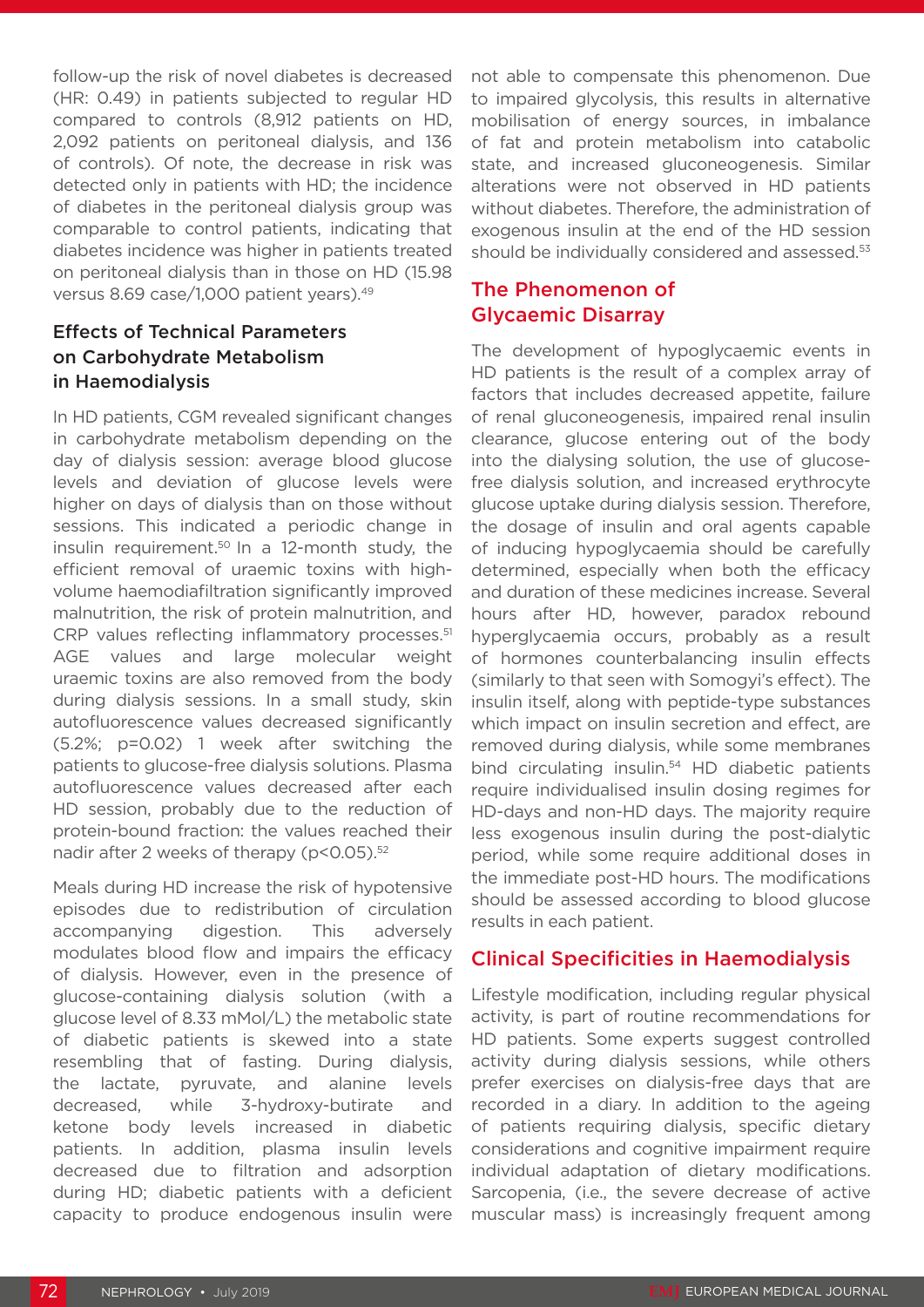follow-up the risk of novel diabetes is decreased (HR: 0.49) in patients subjected to regular HD compared to controls (8,912 patients on HD, 2,092 patients on peritoneal dialysis, and 136 of controls). Of note, the decrease in risk was detected only in patients with HD; the incidence of diabetes in the peritoneal dialysis group was comparable to control patients, indicating that diabetes incidence was higher in patients treated on peritoneal dialysis than in those on HD (15.98 versus 8.69 case/1,000 patient years).[49]

### Effects of Technical Parameters on Carbohydrate Metabolism in Haemodialysis

In HD patients, CGM revealed significant changes in carbohydrate metabolism depending on the day of dialysis session: average blood glucose levels and deviation of glucose levels were higher on days of dialysis than on those without sessions. This indicated a periodic change in insulin requirement.[50] In a 12-month study, the efficient removal of uraemic toxins with high-volume haemodiafiltration significantly improved malnutrition, the risk of protein malnutrition, and CRP values reflecting inflammatory processes.[51] AGE values and large molecular weight uraemic toxins are also removed from the body during dialysis sessions. In a small study, skin autofluorescence values decreased significantly (5.2%; p=0.02) 1 week after switching the patients to glucose-free dialysis solutions. Plasma autofluorescence values decreased after each HD session, probably due to the reduction of protein-bound fraction: the values reached their nadir after 2 weeks of therapy (p<0.05).[52]

Meals during HD increase the risk of hypotensive episodes due to redistribution of circulation accompanying digestion. This adversely modulates blood flow and impairs the efficacy of dialysis. However, even in the presence of glucose-containing dialysis solution (with a glucose level of 8.33 mMol/L) the metabolic state of diabetic patients is skewed into a state resembling that of fasting. During dialysis, the lactate, pyruvate, and alanine levels decreased, while 3-hydroxy-butirate and ketone body levels increased in diabetic patients. In addition, plasma insulin levels decreased due to filtration and adsorption during HD; diabetic patients with a deficient capacity to produce endogenous insulin were not able to compensate this phenomenon. Due to impaired glycolysis, this results in alternative mobilisation of energy sources, in imbalance of fat and protein metabolism into catabolic state, and increased gluconeogenesis. Similar alterations were not observed in HD patients without diabetes. Therefore, the administration of exogenous insulin at the end of the HD session should be individually considered and assessed.[53]

## The Phenomenon of Glycaemic Disarray

The development of hypoglycaemic events in HD patients is the result of a complex array of factors that includes decreased appetite, failure of renal gluconeogenesis, impaired renal insulin clearance, glucose entering out of the body into the dialysing solution, the use of glucose-free dialysis solution, and increased erythrocyte glucose uptake during dialysis session. Therefore, the dosage of insulin and oral agents capable of inducing hypoglycaemia should be carefully determined, especially when both the efficacy and duration of these medicines increase. Several hours after HD, however, paradox rebound hyperglycaemia occurs, probably as a result of hormones counterbalancing insulin effects (similarly to that seen with Somogyi's effect). The insulin itself, along with peptide-type substances which impact on insulin secretion and effect, are removed during dialysis, while some membranes bind circulating insulin.[54] HD diabetic patients require individualised insulin dosing regimes for HD-days and non-HD days. The majority require less exogenous insulin during the post-dialytic period, while some require additional doses in the immediate post-HD hours. The modifications should be assessed according to blood glucose results in each patient.

## Clinical Specificities in Haemodialysis

Lifestyle modification, including regular physical activity, is part of routine recommendations for HD patients. Some experts suggest controlled activity during dialysis sessions, while others prefer exercises on dialysis-free days that are recorded in a diary. In addition to the ageing of patients requiring dialysis, specific dietary considerations and cognitive impairment require individual adaptation of dietary modifications. Sarcopenia, (i.e., the severe decrease of active muscular mass) is increasingly frequent among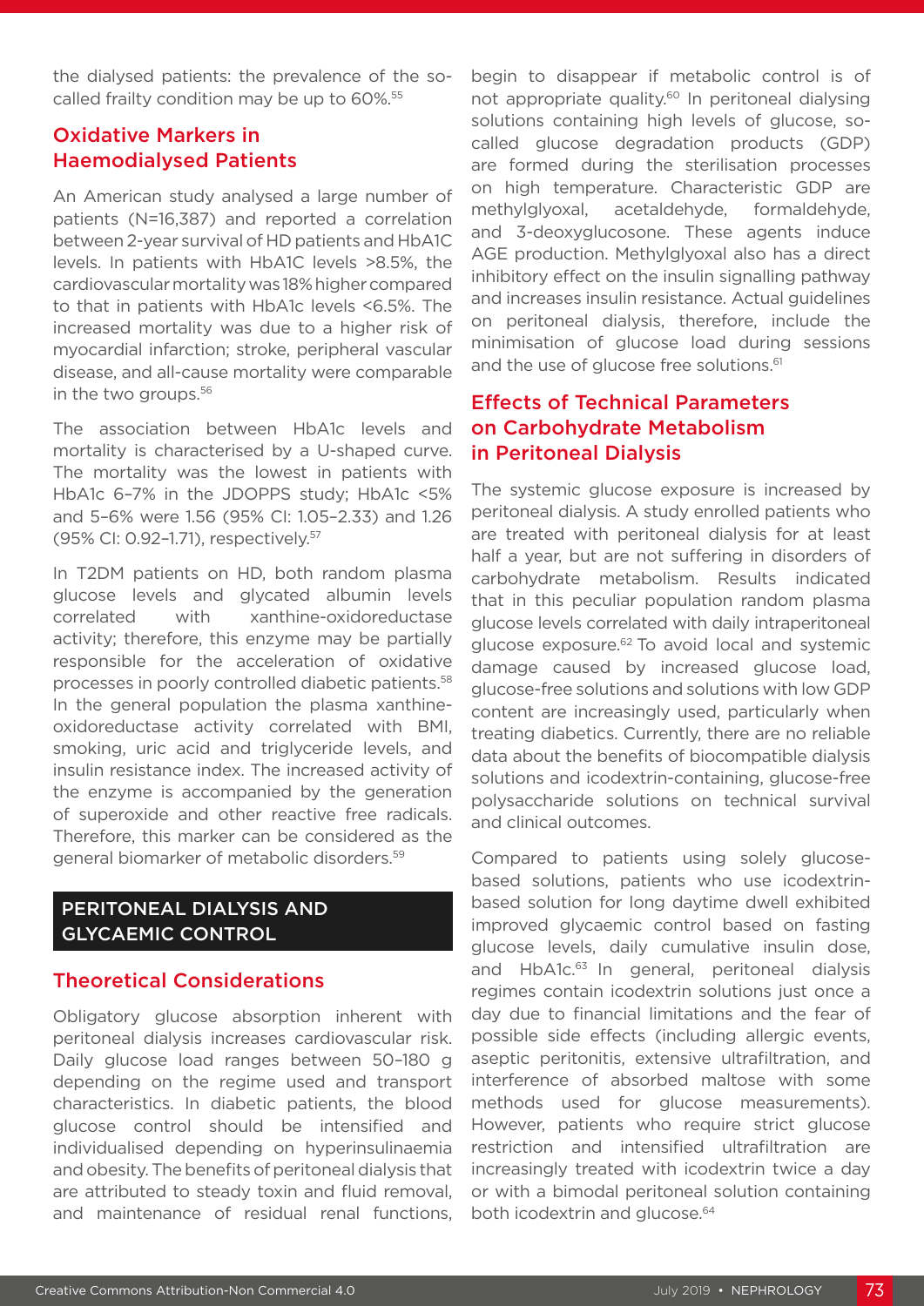the dialysed patients: the prevalence of the so-called frailty condition may be up to 60%.[55]

### Oxidative Markers in Haemodialysed Patients

An American study analysed a large number of patients (N=16,387) and reported a correlation between 2-year survival of HD patients and HbA1C levels. In patients with HbA1C levels >8.5%, the cardiovascular mortality was 18% higher compared to that in patients with HbA1c levels <6.5%. The increased mortality was due to a higher risk of myocardial infarction; stroke, peripheral vascular disease, and all-cause mortality were comparable in the two groups.[56]

The association between HbA1c levels and mortality is characterised by a U-shaped curve. The mortality was the lowest in patients with HbA1c 6–7% in the JDOPPS study; HbA1c <5% and 5–6% were 1.56 (95% CI: 1.05–2.33) and 1.26 (95% CI: 0.92–1.71), respectively.[57]

In T2DM patients on HD, both random plasma glucose levels and glycated albumin levels correlated with xanthine-oxidoreductase activity; therefore, this enzyme may be partially responsible for the acceleration of oxidative processes in poorly controlled diabetic patients.[58] In the general population the plasma xanthine-oxidoreductase activity correlated with BMI, smoking, uric acid and triglyceride levels, and insulin resistance index. The increased activity of the enzyme is accompanied by the generation of superoxide and other reactive free radicals. Therefore, this marker can be considered as the general biomarker of metabolic disorders.[59]

## PERITONEAL DIALYSIS AND GLYCAEMIC CONTROL

### Theoretical Considerations

Obligatory glucose absorption inherent with peritoneal dialysis increases cardiovascular risk. Daily glucose load ranges between 50–180 g depending on the regime used and transport characteristics. In diabetic patients, the blood glucose control should be intensified and individualised depending on hyperinsulinaemia and obesity. The benefits of peritoneal dialysis that are attributed to steady toxin and fluid removal, and maintenance of residual renal functions, begin to disappear if metabolic control is of not appropriate quality.[60] In peritoneal dialysing solutions containing high levels of glucose, so-called glucose degradation products (GDP) are formed during the sterilisation processes on high temperature. Characteristic GDP are methylglyoxal, acetaldehyde, formaldehyde, and 3-deoxyglucosone. These agents induce AGE production. Methylglyoxal also has a direct inhibitory effect on the insulin signalling pathway and increases insulin resistance. Actual guidelines on peritoneal dialysis, therefore, include the minimisation of glucose load during sessions and the use of glucose free solutions.[61]

### Effects of Technical Parameters on Carbohydrate Metabolism in Peritoneal Dialysis

The systemic glucose exposure is increased by peritoneal dialysis. A study enrolled patients who are treated with peritoneal dialysis for at least half a year, but are not suffering in disorders of carbohydrate metabolism. Results indicated that in this peculiar population random plasma glucose levels correlated with daily intraperitoneal glucose exposure.[62] To avoid local and systemic damage caused by increased glucose load, glucose-free solutions and solutions with low GDP content are increasingly used, particularly when treating diabetics. Currently, there are no reliable data about the benefits of biocompatible dialysis solutions and icodextrin-containing, glucose-free polysaccharide solutions on technical survival and clinical outcomes.

Compared to patients using solely glucose-based solutions, patients who use icodextrin-based solution for long daytime dwell exhibited improved glycaemic control based on fasting glucose levels, daily cumulative insulin dose, and HbA1c.[63] In general, peritoneal dialysis regimes contain icodextrin solutions just once a day due to financial limitations and the fear of possible side effects (including allergic events, aseptic peritonitis, extensive ultrafiltration, and interference of absorbed maltose with some methods used for glucose measurements). However, patients who require strict glucose restriction and intensified ultrafiltration are increasingly treated with icodextrin twice a day or with a bimodal peritoneal solution containing both icodextrin and glucose.[64]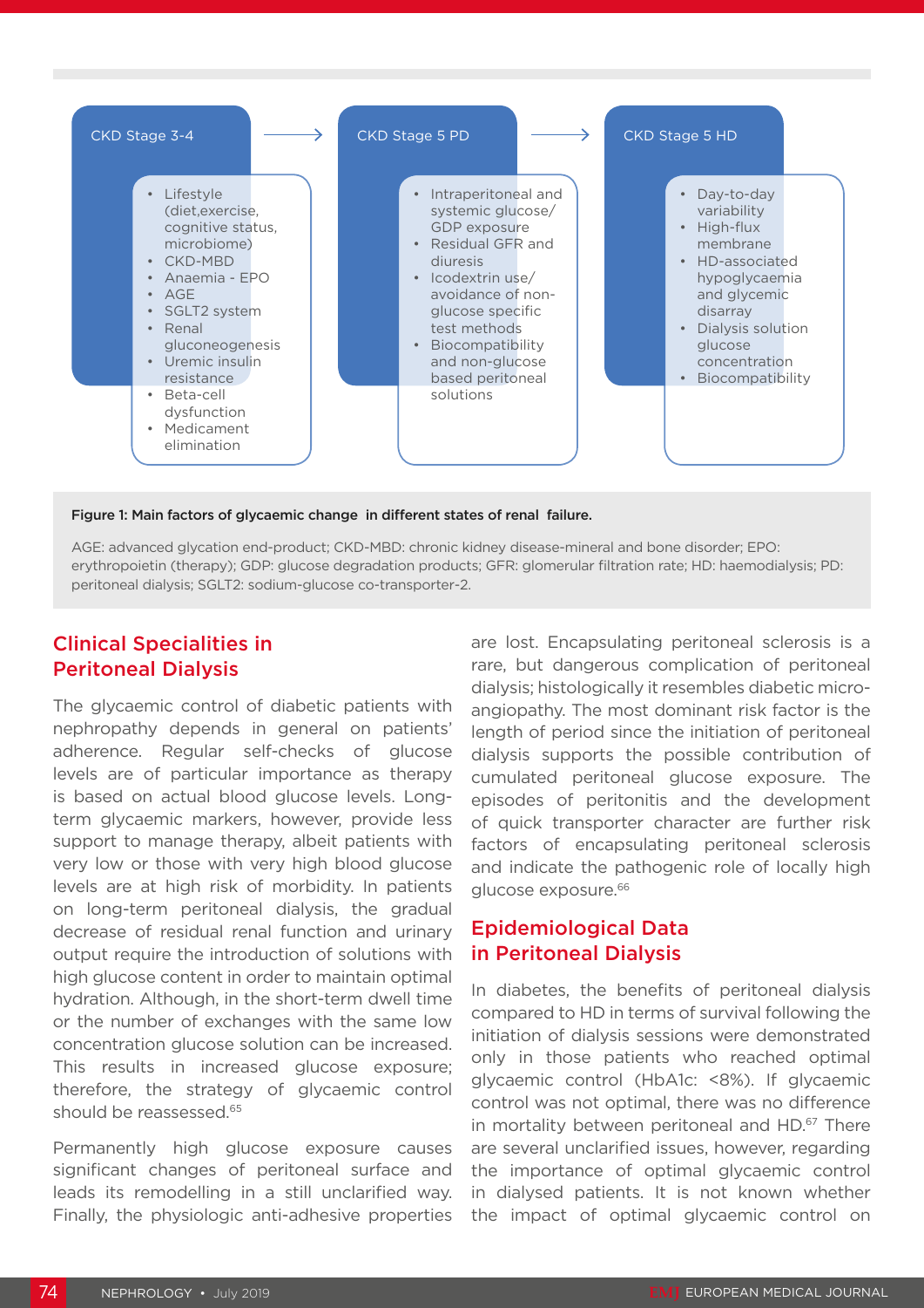**CKD Stage 3-4** → **CKD Stage 5 PD** → **CKD Stage 5 HD**

**CKD Stage 3-4**
- Lifestyle (diet,exercise, cognitive status, microbiome)
- CKD-MBD
- Anaemia - EPO
- AGE
- SGLT2 system
- Renal gluconeogenesis
- Uremic insulin resistance
- Beta-cell dysfunction
- Medicament elimination

**CKD Stage 5 PD**
- Intraperitoneal and systemic glucose/ GDP exposure
- Residual GFR and diuresis
- Icodextrin use/ avoidance of non-glucose specific test methods
- Biocompatibility and non-glucose based peritoneal solutions

**CKD Stage 5 HD**
- Day-to-day variability
- High-flux membrane
- HD-associated hypoglycaemia and glycemic disarray
- Dialysis solution glucose concentration
- Biocompatibility

**Figure 1: Main factors of glycaemic change in different states of renal failure.**

AGE: advanced glycation end-product; CKD-MBD: chronic kidney disease-mineral and bone disorder; EPO: erythropoietin (therapy); GDP: glucose degradation products; GFR: glomerular filtration rate; HD: haemodialysis; PD: peritoneal dialysis; SGLT2: sodium-glucose co-transporter-2.

## Clinical Specialities in Peritoneal Dialysis

The glycaemic control of diabetic patients with nephropathy depends in general on patients' adherence. Regular self-checks of glucose levels are of particular importance as therapy is based on actual blood glucose levels. Long-term glycaemic markers, however, provide less support to manage therapy, albeit patients with very low or those with very high blood glucose levels are at high risk of morbidity. In patients on long-term peritoneal dialysis, the gradual decrease of residual renal function and urinary output require the introduction of solutions with high glucose content in order to maintain optimal hydration. Although, in the short-term dwell time or the number of exchanges with the same low concentration glucose solution can be increased. This results in increased glucose exposure; therefore, the strategy of glycaemic control should be reassessed.[65]

Permanently high glucose exposure causes significant changes of peritoneal surface and leads its remodelling in a still unclarified way. Finally, the physiologic anti-adhesive properties are lost. Encapsulating peritoneal sclerosis is a rare, but dangerous complication of peritoneal dialysis; histologically it resembles diabetic micro-angiopathy. The most dominant risk factor is the length of period since the initiation of peritoneal dialysis supports the possible contribution of cumulated peritoneal glucose exposure. The episodes of peritonitis and the development of quick transporter character are further risk factors of encapsulating peritoneal sclerosis and indicate the pathogenic role of locally high glucose exposure.[66]

## Epidemiological Data in Peritoneal Dialysis

In diabetes, the benefits of peritoneal dialysis compared to HD in terms of survival following the initiation of dialysis sessions were demonstrated only in those patients who reached optimal glycaemic control (HbA1c: <8%). If glycaemic control was not optimal, there was no difference in mortality between peritoneal and HD.[67] There are several unclarified issues, however, regarding the importance of optimal glycaemic control in dialysed patients. It is not known whether the impact of optimal glycaemic control on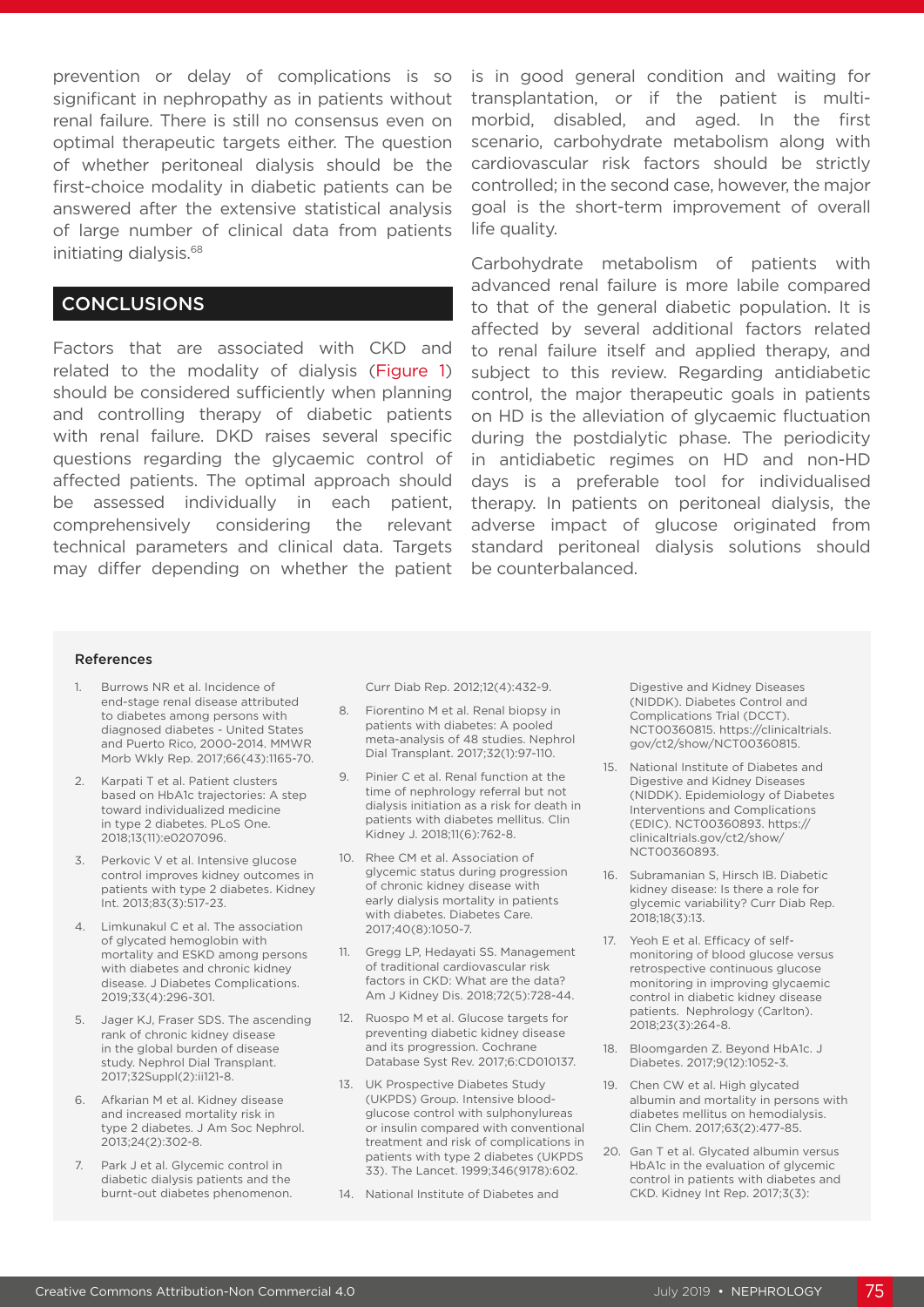prevention or delay of complications is so significant in nephropathy as in patients without renal failure. There is still no consensus even on optimal therapeutic targets either. The question of whether peritoneal dialysis should be the first-choice modality in diabetic patients can be answered after the extensive statistical analysis of large number of clinical data from patients initiating dialysis.[68]

## CONCLUSIONS

Factors that are associated with CKD and related to the modality of dialysis (Figure 1) should be considered sufficiently when planning and controlling therapy of diabetic patients with renal failure. DKD raises several specific questions regarding the glycaemic control of affected patients. The optimal approach should be assessed individually in each patient, comprehensively considering the relevant technical parameters and clinical data. Targets may differ depending on whether the patient is in good general condition and waiting for transplantation, or if the patient is multimorbid, disabled, and aged. In the first scenario, carbohydrate metabolism along with cardiovascular risk factors should be strictly controlled; in the second case, however, the major goal is the short-term improvement of overall life quality.

Carbohydrate metabolism of patients with advanced renal failure is more labile compared to that of the general diabetic population. It is affected by several additional factors related to renal failure itself and applied therapy, and subject to this review. Regarding antidiabetic control, the major therapeutic goals in patients on HD is the alleviation of glycaemic fluctuation during the postdialytic phase. The periodicity in antidiabetic regimes on HD and non-HD days is a preferable tool for individualised therapy. In patients on peritoneal dialysis, the adverse impact of glucose originated from standard peritoneal dialysis solutions should be counterbalanced.

### References

1. Burrows NR et al. Incidence of end-stage renal disease attributed to diabetes among persons with diagnosed diabetes - United States and Puerto Rico, 2000-2014. MMWR Morb Wkly Rep. 2017;66(43):1165-70.
2. Karpati T et al. Patient clusters based on HbA1c trajectories: A step toward individualized medicine in type 2 diabetes. PLoS One. 2018;13(11):e0207096.
3. Perkovic V et al. Intensive glucose control improves kidney outcomes in patients with type 2 diabetes. Kidney Int. 2013;83(3):517-23.
4. Limkunakul C et al. The association of glycated hemoglobin with mortality and ESKD among persons with diabetes and chronic kidney disease. J Diabetes Complications. 2019;33(4):296-301.
5. Jager KJ, Fraser SDS. The ascending rank of chronic kidney disease in the global burden of disease study. Nephrol Dial Transplant. 2017;32Suppl(2):ii121-8.
6. Afkarian M et al. Kidney disease and increased mortality risk in type 2 diabetes. J Am Soc Nephrol. 2013;24(2):302-8.
7. Park J et al. Glycemic control in diabetic dialysis patients and the burnt-out diabetes phenomenon. Curr Diab Rep. 2012;12(4):432-9.
8. Fiorentino M et al. Renal biopsy in patients with diabetes: A pooled meta-analysis of 48 studies. Nephrol Dial Transplant. 2017;32(1):97-110.
9. Pinier C et al. Renal function at the time of nephrology referral but not dialysis initiation as a risk for death in patients with diabetes mellitus. Clin Kidney J. 2018;11(6):762-8.
10. Rhee CM et al. Association of glycemic status during progression of chronic kidney disease with early dialysis mortality in patients with diabetes. Diabetes Care. 2017;40(8):1050-7.
11. Gregg LP, Hedayati SS. Management of traditional cardiovascular risk factors in CKD: What are the data? Am J Kidney Dis. 2018;72(5):728-44.
12. Ruospo M et al. Glucose targets for preventing diabetic kidney disease and its progression. Cochrane Database Syst Rev. 2017;6:CD010137.
13. UK Prospective Diabetes Study (UKPDS) Group. Intensive blood-glucose control with sulphonylureas or insulin compared with conventional treatment and risk of complications in patients with type 2 diabetes (UKPDS 33). The Lancet. 1999;346(9178):602.
14. National Institute of Diabetes and Digestive and Kidney Diseases (NIDDK). Diabetes Control and Complications Trial (DCCT). NCT00360815. https://clinicaltrials.gov/ct2/show/NCT00360815.
15. National Institute of Diabetes and Digestive and Kidney Diseases (NIDDK). Epidemiology of Diabetes Interventions and Complications (EDIC). NCT00360893. https://clinicaltrials.gov/ct2/show/NCT00360893.
16. Subramanian S, Hirsch IB. Diabetic kidney disease: Is there a role for glycemic variability? Curr Diab Rep. 2018;18(3):13.
17. Yeoh E et al. Efficacy of self-monitoring of blood glucose versus retrospective continuous glucose monitoring in improving glycaemic control in diabetic kidney disease patients. Nephrology (Carlton). 2018;23(3):264-8.
18. Bloomgarden Z. Beyond HbA1c. J Diabetes. 2017;9(12):1052-3.
19. Chen CW et al. High glycated albumin and mortality in persons with diabetes mellitus on hemodialysis. Clin Chem. 2017;63(2):477-85.
20. Gan T et al. Glycated albumin versus HbA1c in the evaluation of glycemic control in patients with diabetes and CKD. Kidney Int Rep. 2017;3(3):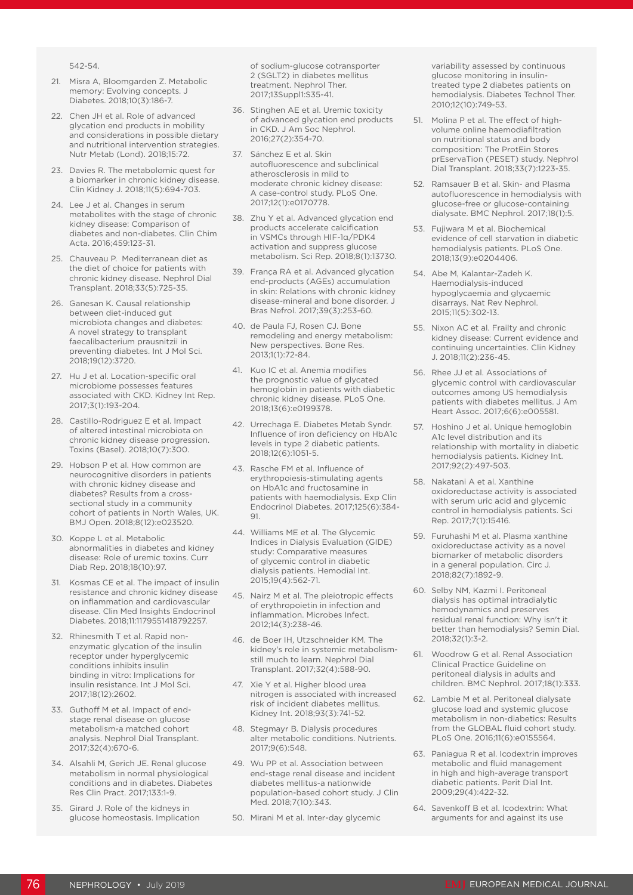542-54.

21. Misra A, Bloomgarden Z. Metabolic memory: Evolving concepts. J Diabetes. 2018;10(3):186-7.

22. Chen JH et al. Role of advanced glycation end products in mobility and considerations in possible dietary and nutritional intervention strategies. Nutr Metab (Lond). 2018;15:72.

23. Davies R. The metabolomic quest for a biomarker in chronic kidney disease. Clin Kidney J. 2018;11(5):694-703.

24. Lee J et al. Changes in serum metabolites with the stage of chronic kidney disease: Comparison of diabetes and non-diabetes. Clin Chim Acta. 2016;459:123-31.

25. Chauveau P. Mediterranean diet as the diet of choice for patients with chronic kidney disease. Nephrol Dial Transplant. 2018;33(5):725-35.

26. Ganesan K. Causal relationship between diet-induced gut microbiota changes and diabetes: A novel strategy to transplant faecalibacterium prausnitzii in preventing diabetes. Int J Mol Sci. 2018;19(12):3720.

27. Hu J et al. Location-specific oral microbiome possesses features associated with CKD. Kidney Int Rep. 2017;3(1):193-204.

28. Castillo-Rodriguez E et al. Impact of altered intestinal microbiota on chronic kidney disease progression. Toxins (Basel). 2018;10(7):300.

29. Hobson P et al. How common are neurocognitive disorders in patients with chronic kidney disease and diabetes? Results from a cross-sectional study in a community cohort of patients in North Wales, UK. BMJ Open. 2018;8(12):e023520.

30. Koppe L et al. Metabolic abnormalities in diabetes and kidney disease: Role of uremic toxins. Curr Diab Rep. 2018;18(10):97.

31. Kosmas CE et al. The impact of insulin resistance and chronic kidney disease on inflammation and cardiovascular disease. Clin Med Insights Endocrinol Diabetes. 2018;11:1179551418792257.

32. Rhinesmith T et al. Rapid non-enzymatic glycation of the insulin receptor under hyperglycemic conditions inhibits insulin binding in vitro: Implications for insulin resistance. Int J Mol Sci. 2017;18(12):2602.

33. Guthoff M et al. Impact of end-stage renal disease on glucose metabolism-a matched cohort analysis. Nephrol Dial Transplant. 2017;32(4):670-6.

34. Alsahli M, Gerich JE. Renal glucose metabolism in normal physiological conditions and in diabetes. Diabetes Res Clin Pract. 2017;133:1-9.

35. Girard J. Role of the kidneys in glucose homeostasis. Implication of sodium-glucose cotransporter 2 (SGLT2) in diabetes mellitus treatment. Nephrol Ther. 2017;13Suppl1:S35-41.

36. Stinghen AE et al. Uremic toxicity of advanced glycation end products in CKD. J Am Soc Nephrol. 2016;27(2):354-70.

37. Sánchez E et al. Skin autofluorescence and subclinical atherosclerosis in mild to moderate chronic kidney disease: A case-control study. PLoS One. 2017;12(1):e0170778.

38. Zhu Y et al. Advanced glycation end products accelerate calcification in VSMCs through HIF-1α/PDK4 activation and suppress glucose metabolism. Sci Rep. 2018;8(1):13730.

39. França RA et al. Advanced glycation end-products (AGEs) accumulation in skin: Relations with chronic kidney disease-mineral and bone disorder. J Bras Nefrol. 2017;39(3):253-60.

40. de Paula FJ, Rosen CJ. Bone remodeling and energy metabolism: New perspectives. Bone Res. 2013;1(1):72-84.

41. Kuo IC et al. Anemia modifies the prognostic value of glycated hemoglobin in patients with diabetic chronic kidney disease. PLoS One. 2018;13(6):e0199378.

42. Urrechaga E. Diabetes Metab Syndr. Influence of iron deficiency on HbA1c levels in type 2 diabetic patients. 2018;12(6):1051-5.

43. Rasche FM et al. Influence of erythropoiesis-stimulating agents on HbA1c and fructosamine in patients with haemodialysis. Exp Clin Endocrinol Diabetes. 2017;125(6):384-91.

44. Williams ME et al. The Glycemic Indices in Dialysis Evaluation (GIDE) study: Comparative measures of glycemic control in diabetic dialysis patients. Hemodial Int. 2015;19(4):562-71.

45. Nairz M et al. The pleiotropic effects of erythropoietin in infection and inflammation. Microbes Infect. 2012;14(3):238-46.

46. de Boer IH, Utzschneider KM. The kidney's role in systemic metabolism-still much to learn. Nephrol Dial Transplant. 2017;32(4):588-90.

47. Xie Y et al. Higher blood urea nitrogen is associated with increased risk of incident diabetes mellitus. Kidney Int. 2018;93(3):741-52.

48. Stegmayr B. Dialysis procedures alter metabolic conditions. Nutrients. 2017;9(6):548.

49. Wu PP et al. Association between end-stage renal disease and incident diabetes mellitus-a nationwide population-based cohort study. J Clin Med. 2018;7(10):343.

50. Mirani M et al. Inter-day glycemic variability assessed by continuous glucose monitoring in insulin-treated type 2 diabetes patients on hemodialysis. Diabetes Technol Ther. 2010;12(10):749-53.

51. Molina P et al. The effect of high-volume online haemodiafiltration on nutritional status and body composition: The ProtEin Stores prEservaTion (PESET) study. Nephrol Dial Transplant. 2018;33(7):1223-35.

52. Ramsauer B et al. Skin- and Plasma autofluorescence in hemodialysis with glucose-free or glucose-containing dialysate. BMC Nephrol. 2017;18(1):5.

53. Fujiwara M et al. Biochemical evidence of cell starvation in diabetic hemodialysis patients. PLoS One. 2018;13(9):e0204406.

54. Abe M, Kalantar-Zadeh K. Haemodialysis-induced hypoglycaemia and glycaemic disarrays. Nat Rev Nephrol. 2015;11(5):302-13.

55. Nixon AC et al. Frailty and chronic kidney disease: Current evidence and continuing uncertainties. Clin Kidney J. 2018;11(2):236-45.

56. Rhee JJ et al. Associations of glycemic control with cardiovascular outcomes among US hemodialysis patients with diabetes mellitus. J Am Heart Assoc. 2017;6(6):e005581.

57. Hoshino J et al. Unique hemoglobin A1c level distribution and its relationship with mortality in diabetic hemodialysis patients. Kidney Int. 2017;92(2):497-503.

58. Nakatani A et al. Xanthine oxidoreductase activity is associated with serum uric acid and glycemic control in hemodialysis patients. Sci Rep. 2017;7(1):15416.

59. Furuhashi M et al. Plasma xanthine oxidoreductase activity as a novel biomarker of metabolic disorders in a general population. Circ J. 2018;82(7):1892-9.

60. Selby NM, Kazmi I. Peritoneal dialysis has optimal intradialytic hemodynamics and preserves residual renal function: Why isn't it better than hemodialysis? Semin Dial. 2018;32(1):3-2.

61. Woodrow G et al. Renal Association Clinical Practice Guideline on peritoneal dialysis in adults and children. BMC Nephrol. 2017;18(1):333.

62. Lambie M et al. Peritoneal dialysate glucose load and systemic glucose metabolism in non-diabetics: Results from the GLOBAL fluid cohort study. PLoS One. 2016;11(6):e0155564.

63. Paniagua R et al. Icodextrin improves metabolic and fluid management in high and high-average transport diabetic patients. Perit Dial Int. 2009;29(4):422-32.

64. Savenkoff B et al. Icodextrin: What arguments for and against its use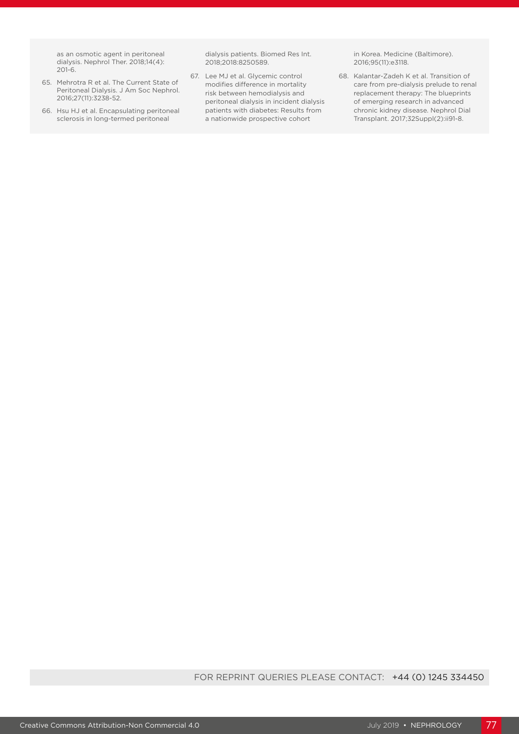as an osmotic agent in peritoneal dialysis. Nephrol Ther. 2018;14(4): 201-6.

65. Mehrotra R et al. The Current State of Peritoneal Dialysis. J Am Soc Nephrol. 2016;27(11):3238-52.

66. Hsu HJ et al. Encapsulating peritoneal sclerosis in long-termed peritoneal dialysis patients. Biomed Res Int. 2018;2018:8250589.

67. Lee MJ et al. Glycemic control modifies difference in mortality risk between hemodialysis and peritoneal dialysis in incident dialysis patients with diabetes: Results from a nationwide prospective cohort in Korea. Medicine (Baltimore). 2016;95(11):e3118.

68. Kalantar-Zadeh K et al. Transition of care from pre-dialysis prelude to renal replacement therapy: The blueprints of emerging research in advanced chronic kidney disease. Nephrol Dial Transplant. 2017;32Suppl(2):ii91-8.

FOR REPRINT QUERIES PLEASE CONTACT: +44 (0) 1245 334450